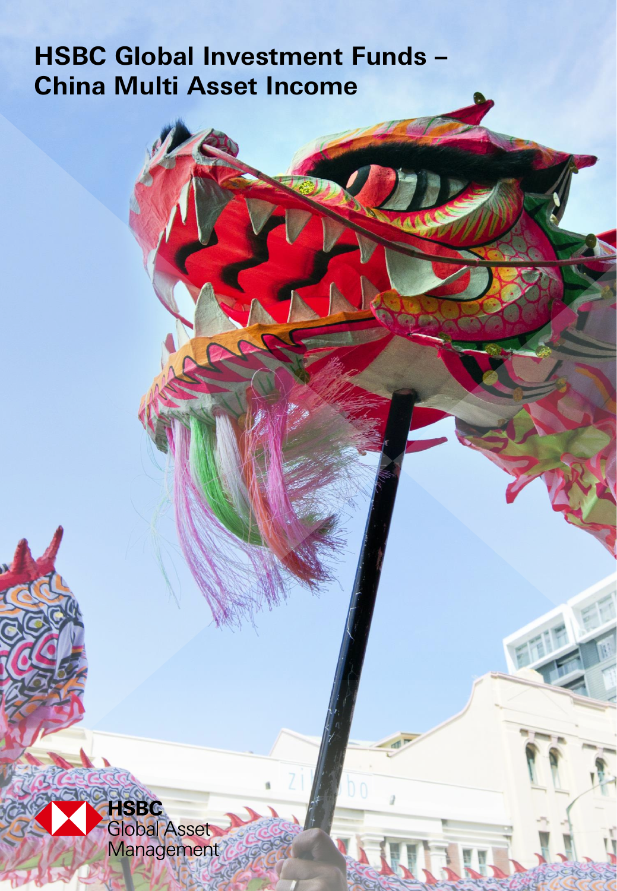# HSBC Global Investment Funds – China Multi Asset Income

HSBC Global Asset Management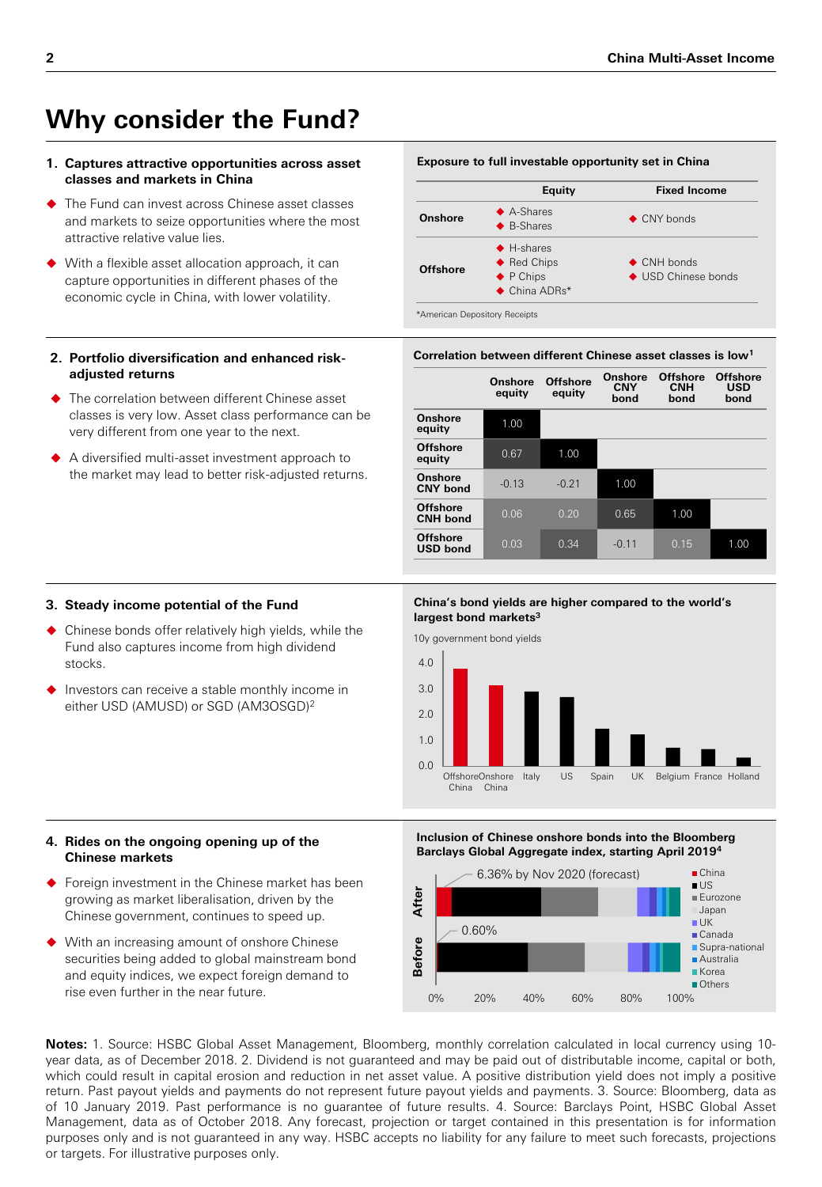# Why consider the Fund?

## 1. Captures attractive opportunities across asset classes and markets in China

- The Fund can invest across Chinese asset classes and markets to seize opportunities where the most attractive relative value lies.
- With a flexible asset allocation approach, it can capture opportunities in different phases of the economic cycle in China, with lower volatility.

**Exposure to full investable opportunity set in China**

| | Equity | Fixed Income |
|---|---|---|
| **Onshore** | ◆ A-Shares<br>◆ B-Shares | ◆ CNY bonds |
| **Offshore** | ◆ H-shares<br>◆ Red Chips<br>◆ P Chips<br>◆ China ADRs* | ◆ CNH bonds<br>◆ USD Chinese bonds |

*American Depository Receipts

## 2. Portfolio diversification and enhanced risk-adjusted returns

- The correlation between different Chinese asset classes is very low. Asset class performance can be very different from one year to the next.
- A diversified multi-asset investment approach to the market may lead to better risk-adjusted returns.

**Correlation between different Chinese asset classes is low[1]**

| | Onshore equity | Offshore equity | Onshore CNY bond | Offshore CNH bond | Offshore USD bond |
|---|---|---|---|---|---|
| **Onshore equity** | 1.00 | | | | |
| **Offshore equity** | 0.67 | 1.00 | | | |
| **Onshore CNY bond** | -0.13 | -0.21 | 1.00 | | |
| **Offshore CNH bond** | 0.06 | 0.20 | 0.65 | 1.00 | |
| **Offshore USD bond** | 0.03 | 0.34 | -0.11 | 0.15 | 1.00 |

## 3. Steady income potential of the Fund

- Chinese bonds offer relatively high yields, while the Fund also captures income from high dividend stocks.
- Investors can receive a stable monthly income in either USD (AMUSD) or SGD (AM3OSGD)[2]

**China's bond yields are higher compared to the world's largest bond markets[3]**

10y government bond yields

Offshore China, Onshore China, Italy, US, Spain, UK, Belgium, France, Holland

## 4. Rides on the ongoing opening up of the Chinese markets

- Foreign investment in the Chinese market has been growing as market liberalisation, driven by the Chinese government, continues to speed up.
- With an increasing amount of onshore Chinese securities being added to global mainstream bond and equity indices, we expect foreign demand to rise even further in the near future.

**Inclusion of Chinese onshore bonds into the Bloomberg Barclays Global Aggregate index, starting April 2019[4]**

After: 6.36% by Nov 2020 (forecast)

Before: 0.60%

China, US, Eurozone, Japan, UK, Canada, Supra-national, Australia, Korea, Others

**Notes:** 1. Source: HSBC Global Asset Management, Bloomberg, monthly correlation calculated in local currency using 10-year data, as of December 2018. 2. Dividend is not guaranteed and may be paid out of distributable income, capital or both, which could result in capital erosion and reduction in net asset value. A positive distribution yield does not imply a positive return. Past payout yields and payments do not represent future payout yields and payments. 3. Source: Bloomberg, data as of 10 January 2019. Past performance is no guarantee of future results. 4. Source: Barclays Point, HSBC Global Asset Management, data as of October 2018. Any forecast, projection or target contained in this presentation is for information purposes only and is not guaranteed in any way. HSBC accepts no liability for any failure to meet such forecasts, projections or targets. For illustrative purposes only.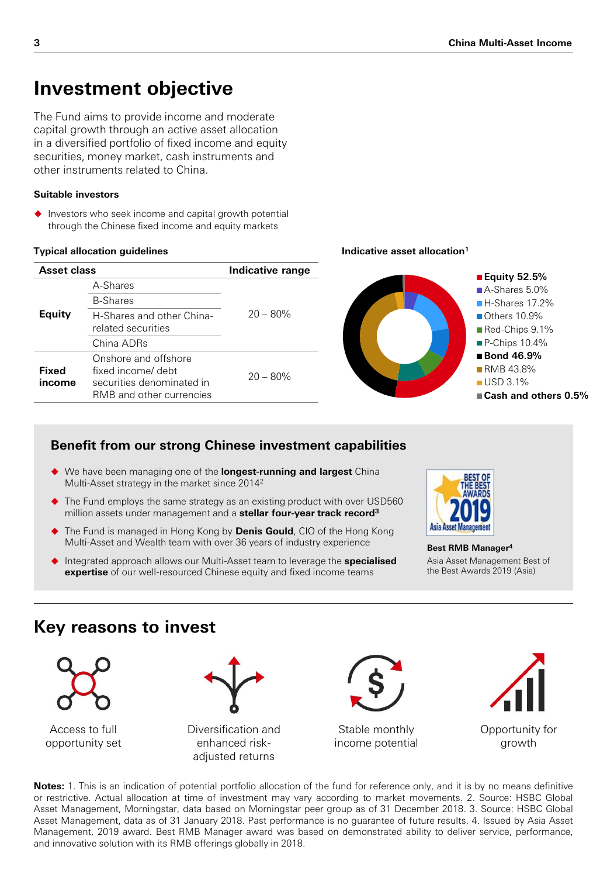# Investment objective

The Fund aims to provide income and moderate capital growth through an active asset allocation in a diversified portfolio of fixed income and equity securities, money market, cash instruments and other instruments related to China.

### Suitable investors

- Investors who seek income and capital growth potential through the Chinese fixed income and equity markets

### Typical allocation guidelines

| Asset class | | Indicative range |
|---|---|---|
| **Equity** | A-Shares | 20 – 80% |
| | B-Shares | |
| | H-Shares and other China-related securities | |
| | China ADRs | |
| **Fixed income** | Onshore and offshore fixed income/ debt securities denominated in RMB and other currencies | 20 – 80% |

### Indicative asset allocation[1]

- **Equity 52.5%**
  - A-Shares 5.0%
  - H-Shares 17.2%
  - Others 10.9%
  - Red-Chips 9.1%
  - P-Chips 10.4%
- **Bond 46.9%**
  - RMB 43.8%
  - USD 3.1%
- **Cash and others 0.5%**

## Benefit from our strong Chinese investment capabilities

- We have been managing one of the **longest-running and largest** China Multi-Asset strategy in the market since 2014[2]
- The Fund employs the same strategy as an existing product with over USD560 million assets under management and a **stellar four-year track record**[3]
- The Fund is managed in Hong Kong by **Denis Gould**, CIO of the Hong Kong Multi-Asset and Wealth team with over 36 years of industry experience
- Integrated approach allows our Multi-Asset team to leverage the **specialised expertise** of our well-resourced Chinese equity and fixed income teams

**Best RMB Manager**[4]
Asia Asset Management Best of the Best Awards 2019 (Asia)

# Key reasons to invest

- Access to full opportunity set
- Diversification and enhanced risk-adjusted returns
- Stable monthly income potential
- Opportunity for growth

**Notes:** 1. This is an indication of potential portfolio allocation of the fund for reference only, and it is by no means definitive or restrictive. Actual allocation at time of investment may vary according to market movements. 2. Source: HSBC Global Asset Management, Morningstar, data based on Morningstar peer group as of 31 December 2018. 3. Source: HSBC Global Asset Management, data as of 31 January 2018. Past performance is no guarantee of future results. 4. Issued by Asia Asset Management, 2019 award. Best RMB Manager award was based on demonstrated ability to deliver service, performance, and innovative solution with its RMB offerings globally in 2018.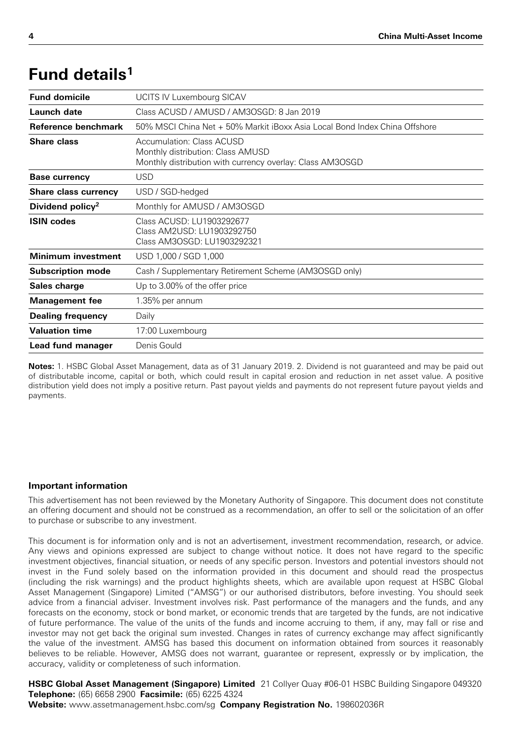# Fund details[1]

| | |
|---|---|
| **Fund domicile** | UCITS IV Luxembourg SICAV |
| **Launch date** | Class ACUSD / AMUSD / AM3OSGD: 8 Jan 2019 |
| **Reference benchmark** | 50% MSCI China Net + 50% Markit iBoxx Asia Local Bond Index China Offshore |
| **Share class** | Accumulation: Class ACUSD<br>Monthly distribution: Class AMUSD<br>Monthly distribution with currency overlay: Class AM3OSGD |
| **Base currency** | USD |
| **Share class currency** | USD / SGD-hedged |
| **Dividend policy[2]** | Monthly for AMUSD / AM3OSGD |
| **ISIN codes** | Class ACUSD: LU1903292677<br>Class AM2USD: LU1903292750<br>Class AM3OSGD: LU1903292321 |
| **Minimum investment** | USD 1,000 / SGD 1,000 |
| **Subscription mode** | Cash / Supplementary Retirement Scheme (AM3OSGD only) |
| **Sales charge** | Up to 3.00% of the offer price |
| **Management fee** | 1.35% per annum |
| **Dealing frequency** | Daily |
| **Valuation time** | 17:00 Luxembourg |
| **Lead fund manager** | Denis Gould |

**Notes:** 1. HSBC Global Asset Management, data as of 31 January 2019. 2. Dividend is not guaranteed and may be paid out of distributable income, capital or both, which could result in capital erosion and reduction in net asset value. A positive distribution yield does not imply a positive return. Past payout yields and payments do not represent future payout yields and payments.

### Important information

This advertisement has not been reviewed by the Monetary Authority of Singapore. This document does not constitute an offering document and should not be construed as a recommendation, an offer to sell or the solicitation of an offer to purchase or subscribe to any investment.

This document is for information only and is not an advertisement, investment recommendation, research, or advice. Any views and opinions expressed are subject to change without notice. It does not have regard to the specific investment objectives, financial situation, or needs of any specific person. Investors and potential investors should not invest in the Fund solely based on the information provided in this document and should read the prospectus (including the risk warnings) and the product highlights sheets, which are available upon request at HSBC Global Asset Management (Singapore) Limited ("AMSG") or our authorised distributors, before investing. You should seek advice from a financial adviser. Investment involves risk. Past performance of the managers and the funds, and any forecasts on the economy, stock or bond market, or economic trends that are targeted by the funds, are not indicative of future performance. The value of the units of the funds and income accruing to them, if any, may fall or rise and investor may not get back the original sum invested. Changes in rates of currency exchange may affect significantly the value of the investment. AMSG has based this document on information obtained from sources it reasonably believes to be reliable. However, AMSG does not warrant, guarantee or represent, expressly or by implication, the accuracy, validity or completeness of such information.

**HSBC Global Asset Management (Singapore) Limited** 21 Collyer Quay #06-01 HSBC Building Singapore 049320
**Telephone:** (65) 6658 2900 **Facsimile:** (65) 6225 4324
**Website:** www.assetmanagement.hsbc.com/sg **Company Registration No.** 198602036R